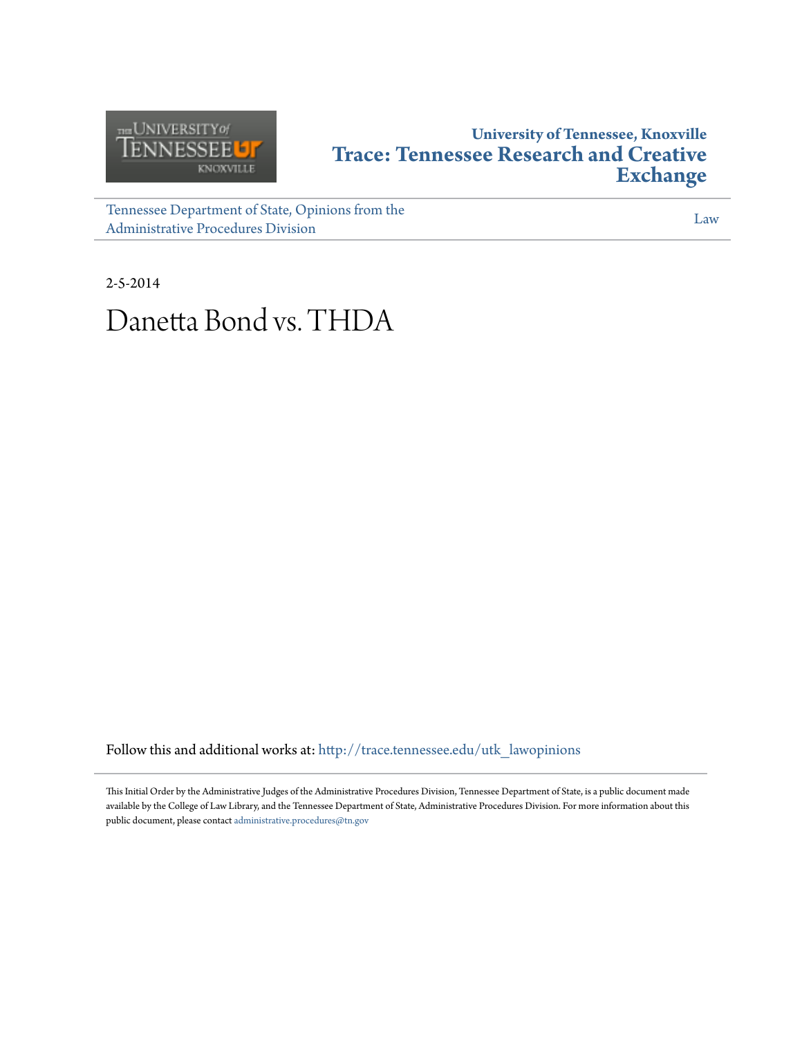University of Tennessee, Knoxville

**Trace: Tennessee Research and Creative Exchange**

Tennessee Department of State, Opinions from the Administrative Procedures Division

Law

2-5-2014

# Danetta Bond vs. THDA

Follow this and additional works at: http://trace.tennessee.edu/utk_lawopinions

This Initial Order by the Administrative Judges of the Administrative Procedures Division, Tennessee Department of State, is a public document made available by the College of Law Library, and the Tennessee Department of State, Administrative Procedures Division. For more information about this public document, please contact administrative.procedures@tn.gov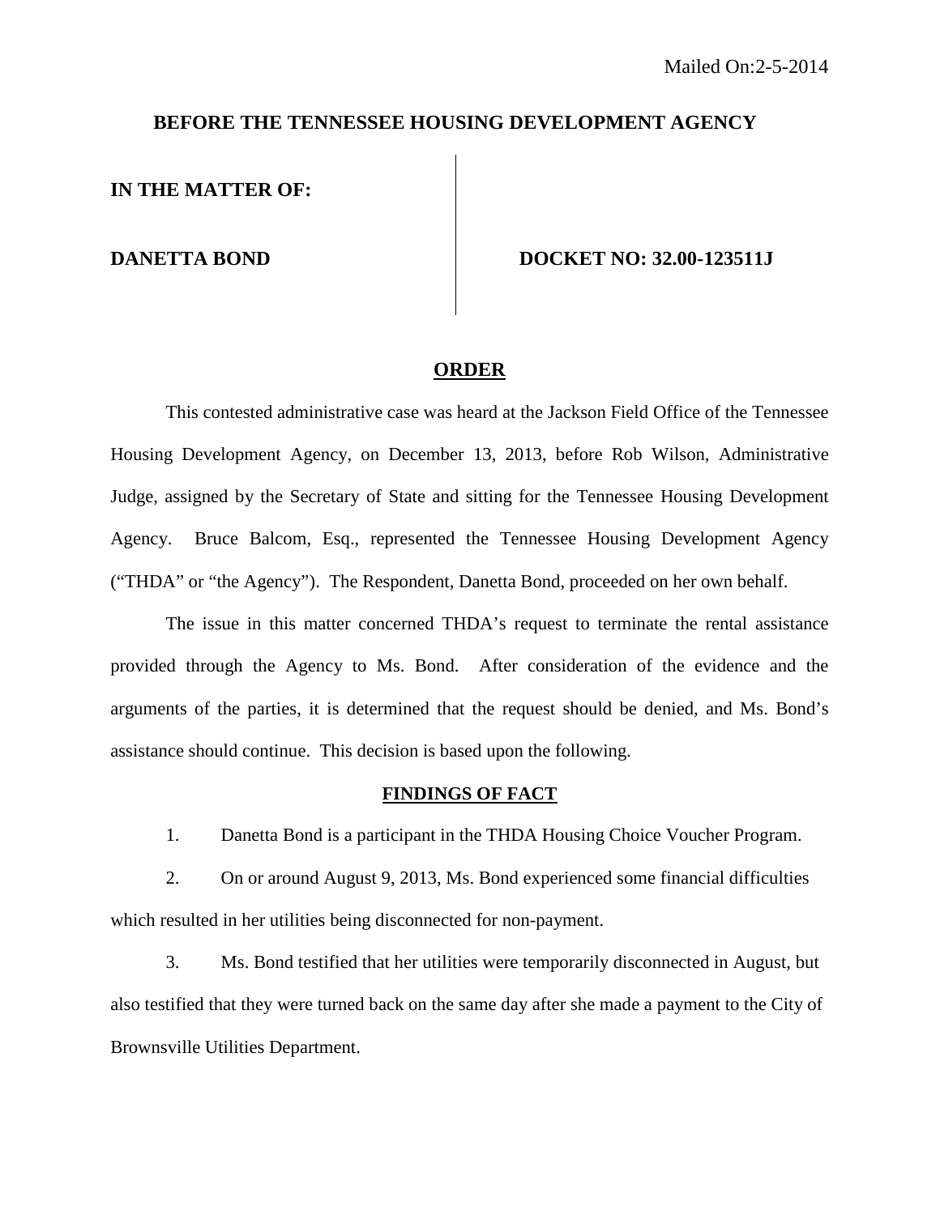Mailed On:2-5-2014

**BEFORE THE TENNESSEE HOUSING DEVELOPMENT AGENCY**

**IN THE MATTER OF:**

**DANETTA BOND** | **DOCKET NO: 32.00-123511J**

## ORDER

This contested administrative case was heard at the Jackson Field Office of the Tennessee Housing Development Agency, on December 13, 2013, before Rob Wilson, Administrative Judge, assigned by the Secretary of State and sitting for the Tennessee Housing Development Agency. Bruce Balcom, Esq., represented the Tennessee Housing Development Agency ("THDA" or "the Agency"). The Respondent, Danetta Bond, proceeded on her own behalf.

The issue in this matter concerned THDA's request to terminate the rental assistance provided through the Agency to Ms. Bond. After consideration of the evidence and the arguments of the parties, it is determined that the request should be denied, and Ms. Bond's assistance should continue. This decision is based upon the following.

## FINDINGS OF FACT

1. Danetta Bond is a participant in the THDA Housing Choice Voucher Program.

2. On or around August 9, 2013, Ms. Bond experienced some financial difficulties which resulted in her utilities being disconnected for non-payment.

3. Ms. Bond testified that her utilities were temporarily disconnected in August, but also testified that they were turned back on the same day after she made a payment to the City of Brownsville Utilities Department.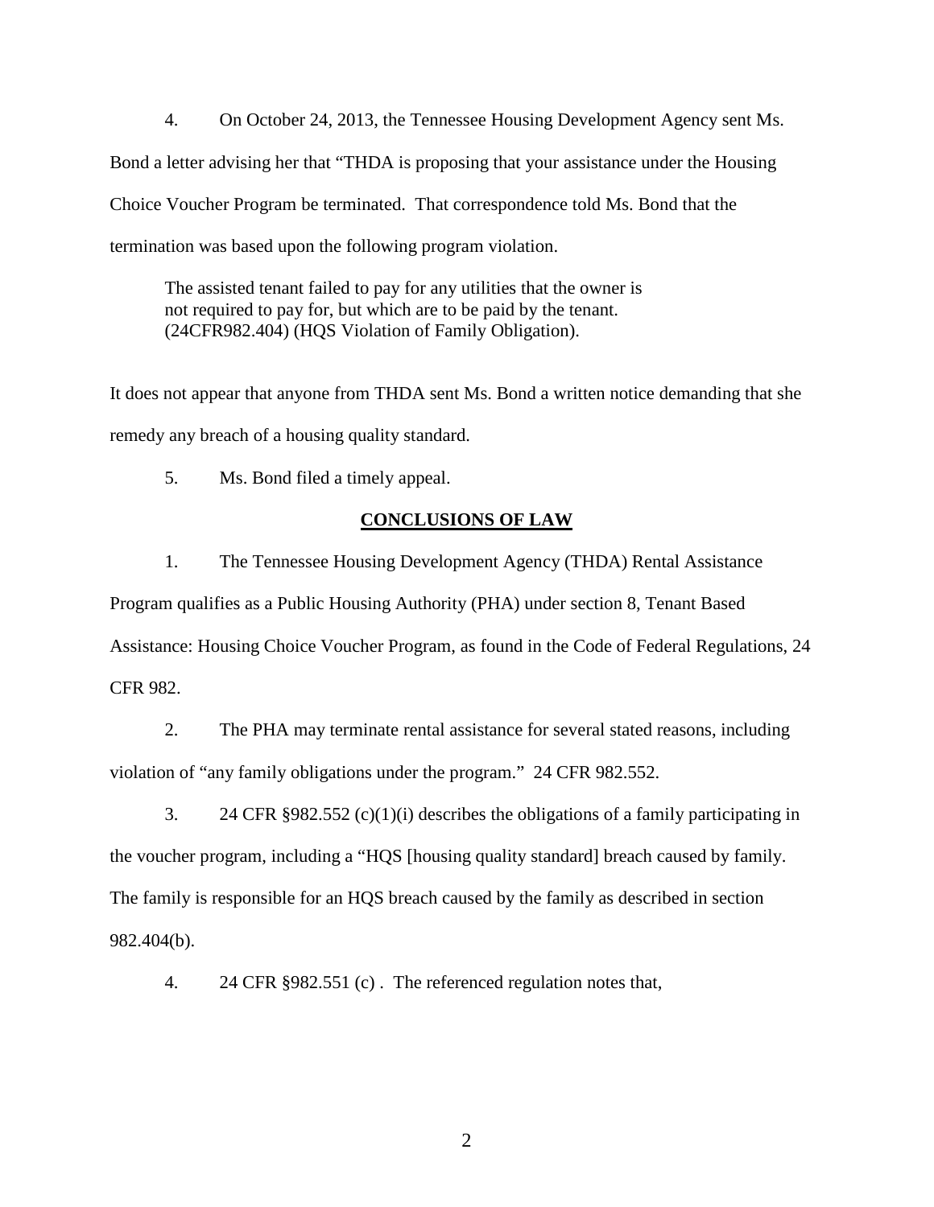4. On October 24, 2013, the Tennessee Housing Development Agency sent Ms. Bond a letter advising her that "THDA is proposing that your assistance under the Housing Choice Voucher Program be terminated. That correspondence told Ms. Bond that the termination was based upon the following program violation.

> The assisted tenant failed to pay for any utilities that the owner is not required to pay for, but which are to be paid by the tenant. (24CFR982.404) (HQS Violation of Family Obligation).

It does not appear that anyone from THDA sent Ms. Bond a written notice demanding that she remedy any breach of a housing quality standard.

5. Ms. Bond filed a timely appeal.

## CONCLUSIONS OF LAW

1. The Tennessee Housing Development Agency (THDA) Rental Assistance Program qualifies as a Public Housing Authority (PHA) under section 8, Tenant Based Assistance: Housing Choice Voucher Program, as found in the Code of Federal Regulations, 24 CFR 982.

2. The PHA may terminate rental assistance for several stated reasons, including violation of "any family obligations under the program." 24 CFR 982.552.

3. 24 CFR §982.552 (c)(1)(i) describes the obligations of a family participating in the voucher program, including a "HQS [housing quality standard] breach caused by family. The family is responsible for an HQS breach caused by the family as described in section 982.404(b).

4. 24 CFR §982.551 (c) . The referenced regulation notes that,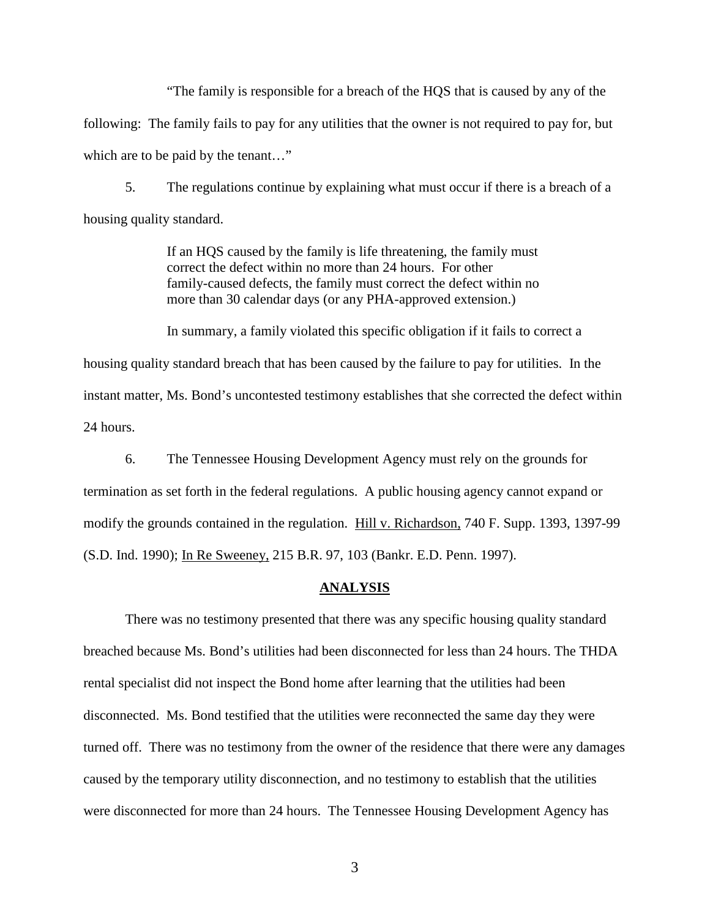"The family is responsible for a breach of the HQS that is caused by any of the following: The family fails to pay for any utilities that the owner is not required to pay for, but which are to be paid by the tenant…"

5. The regulations continue by explaining what must occur if there is a breach of a housing quality standard.

> If an HQS caused by the family is life threatening, the family must correct the defect within no more than 24 hours. For other family-caused defects, the family must correct the defect within no more than 30 calendar days (or any PHA-approved extension.)

In summary, a family violated this specific obligation if it fails to correct a housing quality standard breach that has been caused by the failure to pay for utilities. In the instant matter, Ms. Bond's uncontested testimony establishes that she corrected the defect within 24 hours.

6. The Tennessee Housing Development Agency must rely on the grounds for termination as set forth in the federal regulations. A public housing agency cannot expand or modify the grounds contained in the regulation. Hill v. Richardson, 740 F. Supp. 1393, 1397-99 (S.D. Ind. 1990); In Re Sweeney, 215 B.R. 97, 103 (Bankr. E.D. Penn. 1997).

## ANALYSIS

There was no testimony presented that there was any specific housing quality standard breached because Ms. Bond's utilities had been disconnected for less than 24 hours. The THDA rental specialist did not inspect the Bond home after learning that the utilities had been disconnected. Ms. Bond testified that the utilities were reconnected the same day they were turned off. There was no testimony from the owner of the residence that there were any damages caused by the temporary utility disconnection, and no testimony to establish that the utilities were disconnected for more than 24 hours. The Tennessee Housing Development Agency has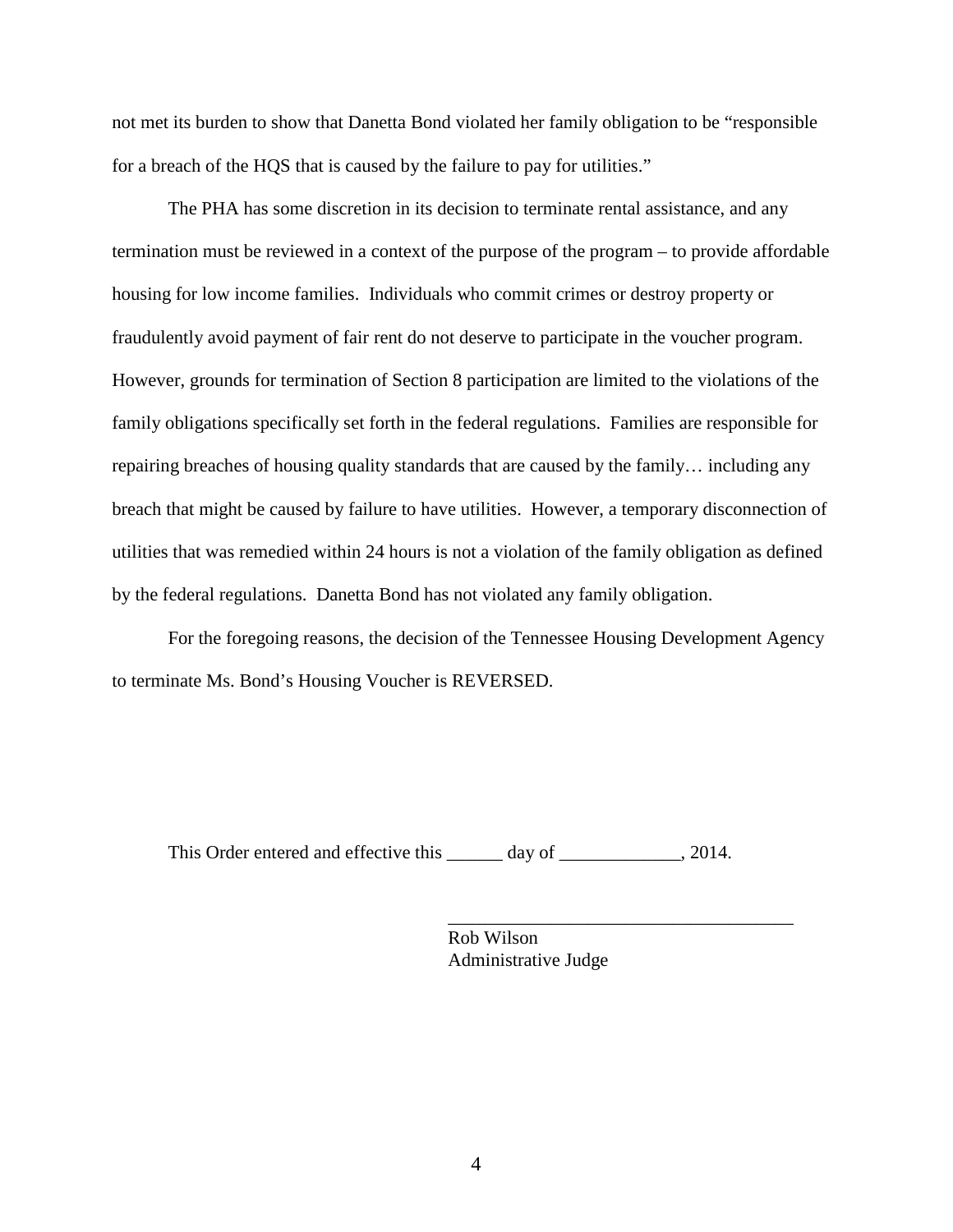not met its burden to show that Danetta Bond violated her family obligation to be "responsible for a breach of the HQS that is caused by the failure to pay for utilities."

The PHA has some discretion in its decision to terminate rental assistance, and any termination must be reviewed in a context of the purpose of the program – to provide affordable housing for low income families. Individuals who commit crimes or destroy property or fraudulently avoid payment of fair rent do not deserve to participate in the voucher program. However, grounds for termination of Section 8 participation are limited to the violations of the family obligations specifically set forth in the federal regulations. Families are responsible for repairing breaches of housing quality standards that are caused by the family… including any breach that might be caused by failure to have utilities. However, a temporary disconnection of utilities that was remedied within 24 hours is not a violation of the family obligation as defined by the federal regulations. Danetta Bond has not violated any family obligation.

For the foregoing reasons, the decision of the Tennessee Housing Development Agency to terminate Ms. Bond's Housing Voucher is REVERSED.

This Order entered and effective this ______ day of _____________, 2014.

_____________________________________
Rob Wilson
Administrative Judge